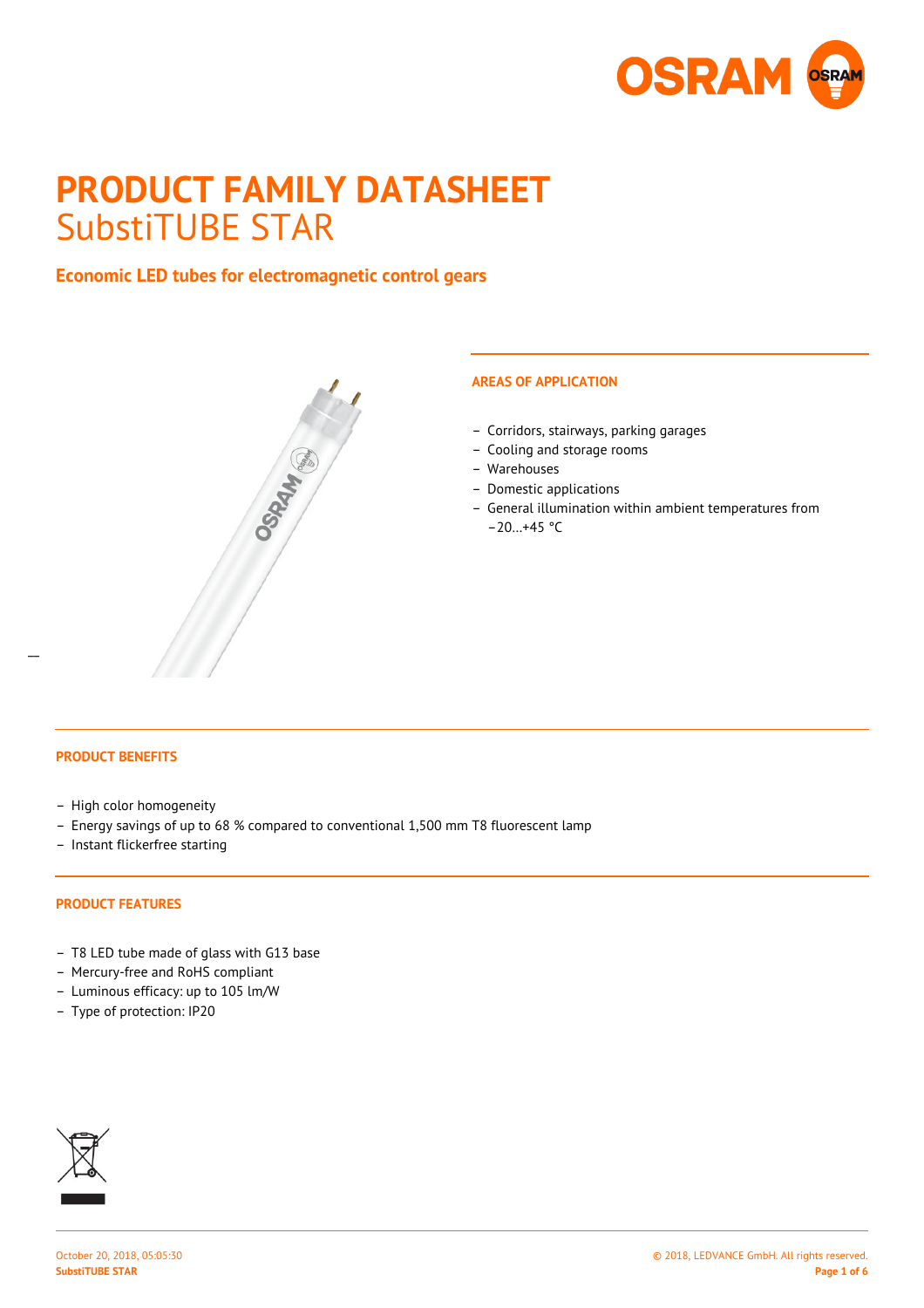# PRODUCT FAMILY DATASHEET

## SubstiTUBE STAR

### Economic LED tubes for electromagnetic control gears

#### AREAS OF APPLICATION

- Corridors, stairways, parking garages
- Cooling and storage rooms
- Warehouses
- Domestic applications
- General illumination within ambient temperatures from −20…+45 °C

#### PRODUCT BENEFITS

- High color homogeneity
- Energy savings of up to 68 % compared to conventional 1,500 mm T8 fluorescent lamp
- Instant flickerfree starting

#### PRODUCT FEATURES

- T8 LED tube made of glass with G13 base
- Mercury-free and RoHS compliant
- Luminous efficacy: up to 105 lm/W
- Type of protection: IP20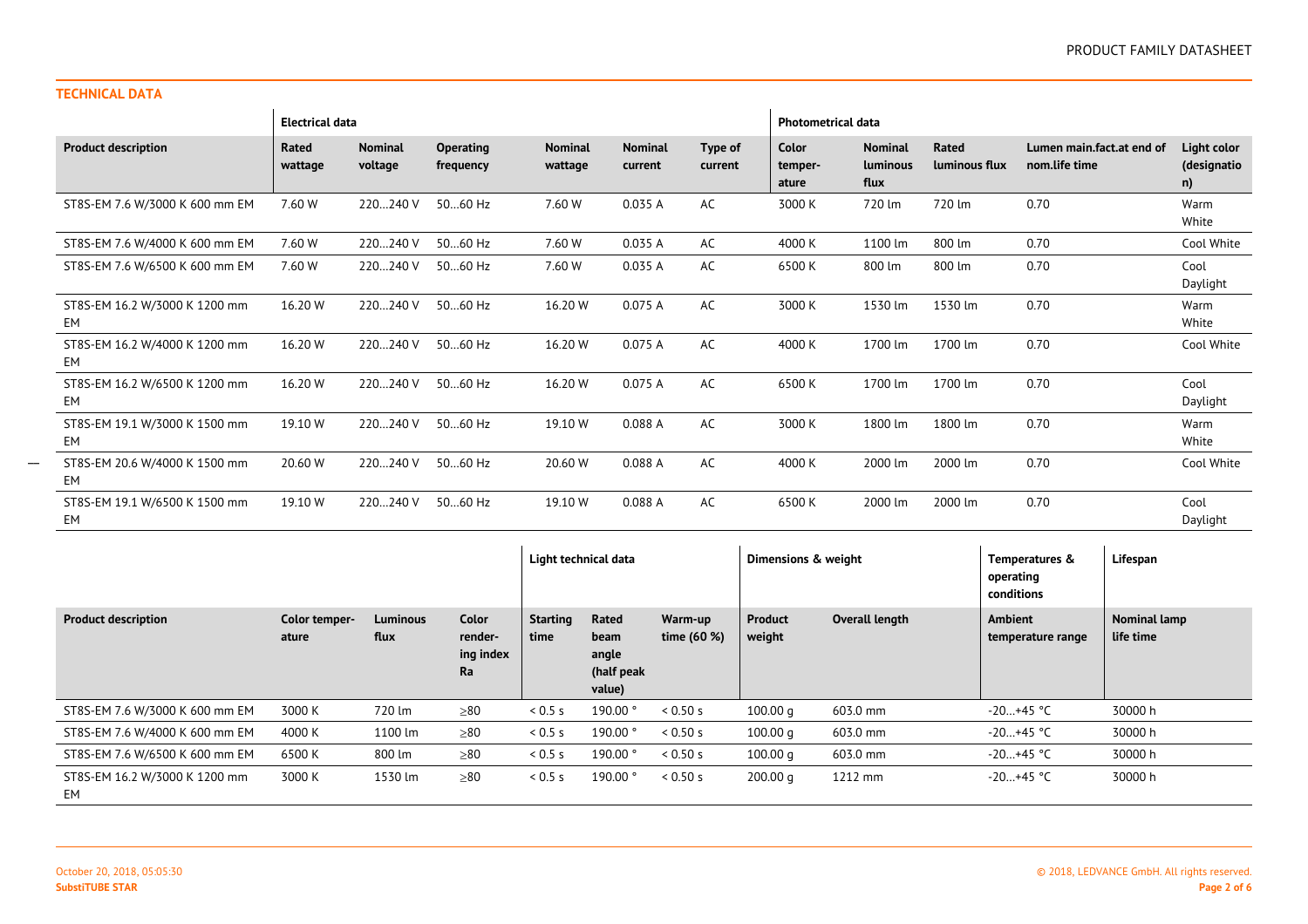## TECHNICAL DATA

| | Electrical data | | | | | | Photometrical data | | | | |
|---|---|---|---|---|---|---|---|---|---|---|---|
| **Product description** | **Rated wattage** | **Nominal voltage** | **Operating frequency** | **Nominal wattage** | **Nominal current** | **Type of current** | **Color temper-ature** | **Nominal luminous flux** | **Rated luminous flux** | **Lumen main.fact.at end of nom.life time** | **Light color (designation)** |
| ST8S-EM 7.6 W/3000 K 600 mm EM | 7.60 W | 220…240 V | 50…60 Hz | 7.60 W | 0.035 A | AC | 3000 K | 720 lm | 720 lm | 0.70 | Warm White |
| ST8S-EM 7.6 W/4000 K 600 mm EM | 7.60 W | 220…240 V | 50…60 Hz | 7.60 W | 0.035 A | AC | 4000 K | 1100 lm | 800 lm | 0.70 | Cool White |
| ST8S-EM 7.6 W/6500 K 600 mm EM | 7.60 W | 220…240 V | 50…60 Hz | 7.60 W | 0.035 A | AC | 6500 K | 800 lm | 800 lm | 0.70 | Cool Daylight |
| ST8S-EM 16.2 W/3000 K 1200 mm EM | 16.20 W | 220…240 V | 50…60 Hz | 16.20 W | 0.075 A | AC | 3000 K | 1530 lm | 1530 lm | 0.70 | Warm White |
| ST8S-EM 16.2 W/4000 K 1200 mm EM | 16.20 W | 220…240 V | 50…60 Hz | 16.20 W | 0.075 A | AC | 4000 K | 1700 lm | 1700 lm | 0.70 | Cool White |
| ST8S-EM 16.2 W/6500 K 1200 mm EM | 16.20 W | 220…240 V | 50…60 Hz | 16.20 W | 0.075 A | AC | 6500 K | 1700 lm | 1700 lm | 0.70 | Cool Daylight |
| ST8S-EM 19.1 W/3000 K 1500 mm EM | 19.10 W | 220…240 V | 50…60 Hz | 19.10 W | 0.088 A | AC | 3000 K | 1800 lm | 1800 lm | 0.70 | Warm White |
| ST8S-EM 20.6 W/4000 K 1500 mm EM | 20.60 W | 220…240 V | 50…60 Hz | 20.60 W | 0.088 A | AC | 4000 K | 2000 lm | 2000 lm | 0.70 | Cool White |
| ST8S-EM 19.1 W/6500 K 1500 mm EM | 19.10 W | 220…240 V | 50…60 Hz | 19.10 W | 0.088 A | AC | 6500 K | 2000 lm | 2000 lm | 0.70 | Cool Daylight |

| | | | | Light technical data | | | Dimensions & weight | | Temperatures & operating conditions | Lifespan |
|---|---|---|---|---|---|---|---|---|---|---|
| **Product description** | **Color temper-ature** | **Luminous flux** | **Color render-ing index Ra** | **Starting time** | **Rated beam angle (half peak value)** | **Warm-up time (60 %)** | **Product weight** | **Overall length** | **Ambient temperature range** | **Nominal lamp life time** |
| ST8S-EM 7.6 W/3000 K 600 mm EM | 3000 K | 720 lm | ≥80 | < 0.5 s | 190.00 ° | < 0.50 s | 100.00 g | 603.0 mm | -20…+45 °C | 30000 h |
| ST8S-EM 7.6 W/4000 K 600 mm EM | 4000 K | 1100 lm | ≥80 | < 0.5 s | 190.00 ° | < 0.50 s | 100.00 g | 603.0 mm | -20…+45 °C | 30000 h |
| ST8S-EM 7.6 W/6500 K 600 mm EM | 6500 K | 800 lm | ≥80 | < 0.5 s | 190.00 ° | < 0.50 s | 100.00 g | 603.0 mm | -20…+45 °C | 30000 h |
| ST8S-EM 16.2 W/3000 K 1200 mm EM | 3000 K | 1530 lm | ≥80 | < 0.5 s | 190.00 ° | < 0.50 s | 200.00 g | 1212 mm | -20…+45 °C | 30000 h |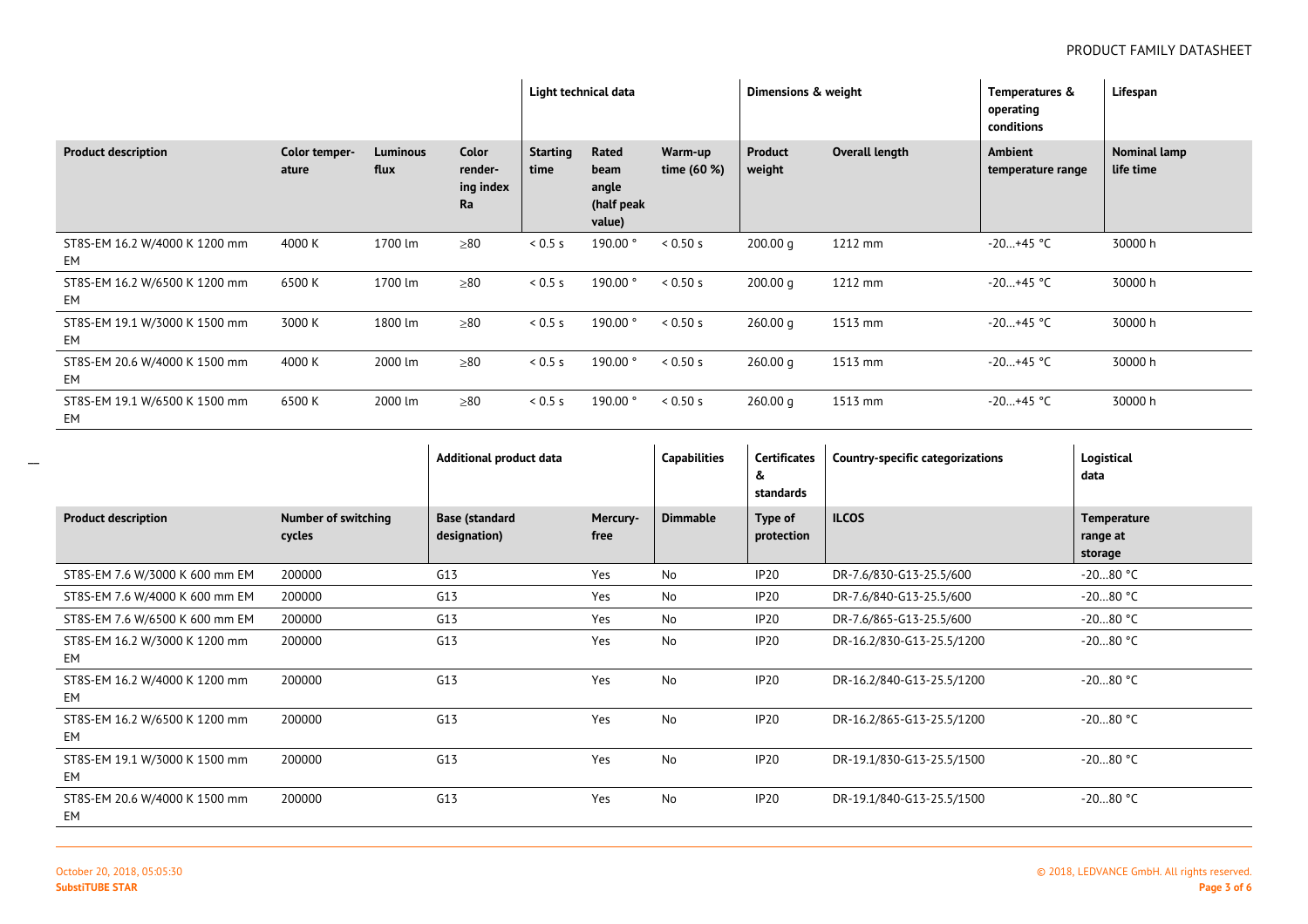| | | | | Light technical data | | | Dimensions & weight | | Temperatures & operating conditions | Lifespan |
|---|---|---|---|---|---|---|---|---|---|---|
| **Product description** | **Color temperature** | **Luminous flux** | **Color rendering index Ra** | **Starting time** | **Rated beam angle (half peak value)** | **Warm-up time (60 %)** | **Product weight** | **Overall length** | **Ambient temperature range** | **Nominal lamp life time** |
| ST8S-EM 16.2 W/4000 K 1200 mm EM | 4000 K | 1700 lm | ≥80 | < 0.5 s | 190.00 ° | < 0.50 s | 200.00 g | 1212 mm | -20…+45 °C | 30000 h |
| ST8S-EM 16.2 W/6500 K 1200 mm EM | 6500 K | 1700 lm | ≥80 | < 0.5 s | 190.00 ° | < 0.50 s | 200.00 g | 1212 mm | -20…+45 °C | 30000 h |
| ST8S-EM 19.1 W/3000 K 1500 mm EM | 3000 K | 1800 lm | ≥80 | < 0.5 s | 190.00 ° | < 0.50 s | 260.00 g | 1513 mm | -20…+45 °C | 30000 h |
| ST8S-EM 20.6 W/4000 K 1500 mm EM | 4000 K | 2000 lm | ≥80 | < 0.5 s | 190.00 ° | < 0.50 s | 260.00 g | 1513 mm | -20…+45 °C | 30000 h |
| ST8S-EM 19.1 W/6500 K 1500 mm EM | 6500 K | 2000 lm | ≥80 | < 0.5 s | 190.00 ° | < 0.50 s | 260.00 g | 1513 mm | -20…+45 °C | 30000 h |

| | | Additional product data | | Capabilities | Certificates & standards | Country-specific categorizations | Logistical data |
|---|---|---|---|---|---|---|---|
| **Product description** | **Number of switching cycles** | **Base (standard designation)** | **Mercury-free** | **Dimmable** | **Type of protection** | **ILCOS** | **Temperature range at storage** |
| ST8S-EM 7.6 W/3000 K 600 mm EM | 200000 | G13 | Yes | No | IP20 | DR-7.6/830-G13-25.5/600 | -20…80 °C |
| ST8S-EM 7.6 W/4000 K 600 mm EM | 200000 | G13 | Yes | No | IP20 | DR-7.6/840-G13-25.5/600 | -20…80 °C |
| ST8S-EM 7.6 W/6500 K 600 mm EM | 200000 | G13 | Yes | No | IP20 | DR-7.6/865-G13-25.5/600 | -20…80 °C |
| ST8S-EM 16.2 W/3000 K 1200 mm EM | 200000 | G13 | Yes | No | IP20 | DR-16.2/830-G13-25.5/1200 | -20…80 °C |
| ST8S-EM 16.2 W/4000 K 1200 mm EM | 200000 | G13 | Yes | No | IP20 | DR-16.2/840-G13-25.5/1200 | -20…80 °C |
| ST8S-EM 16.2 W/6500 K 1200 mm EM | 200000 | G13 | Yes | No | IP20 | DR-16.2/865-G13-25.5/1200 | -20…80 °C |
| ST8S-EM 19.1 W/3000 K 1500 mm EM | 200000 | G13 | Yes | No | IP20 | DR-19.1/830-G13-25.5/1500 | -20…80 °C |
| ST8S-EM 20.6 W/4000 K 1500 mm EM | 200000 | G13 | Yes | No | IP20 | DR-19.1/840-G13-25.5/1500 | -20…80 °C |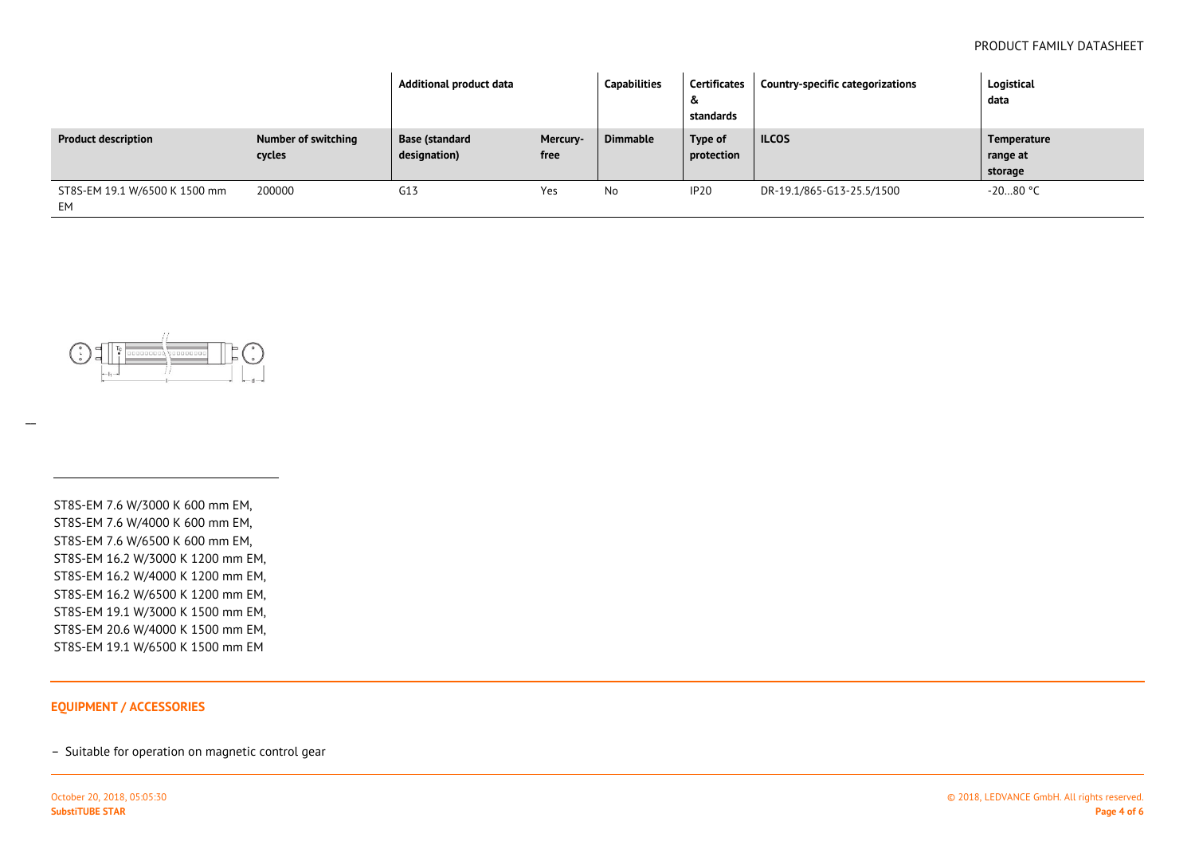| | | Additional product data | | Capabilities | Certificates & standards | Country-specific categorizations | Logistical data |
|---|---|---|---|---|---|---|---|
| **Product description** | **Number of switching cycles** | **Base (standard designation)** | **Mercury-free** | **Dimmable** | **Type of protection** | **ILCOS** | **Temperature range at storage** |
| ST8S-EM 19.1 W/6500 K 1500 mm EM | 200000 | G13 | Yes | No | IP20 | DR-19.1/865-G13-25.5/1500 | -20…80 °C |

ST8S-EM 7.6 W/3000 K 600 mm EM,
ST8S-EM 7.6 W/4000 K 600 mm EM,
ST8S-EM 7.6 W/6500 K 600 mm EM,
ST8S-EM 16.2 W/3000 K 1200 mm EM,
ST8S-EM 16.2 W/4000 K 1200 mm EM,
ST8S-EM 16.2 W/6500 K 1200 mm EM,
ST8S-EM 19.1 W/3000 K 1500 mm EM,
ST8S-EM 20.6 W/4000 K 1500 mm EM,
ST8S-EM 19.1 W/6500 K 1500 mm EM

## EQUIPMENT / ACCESSORIES

– Suitable for operation on magnetic control gear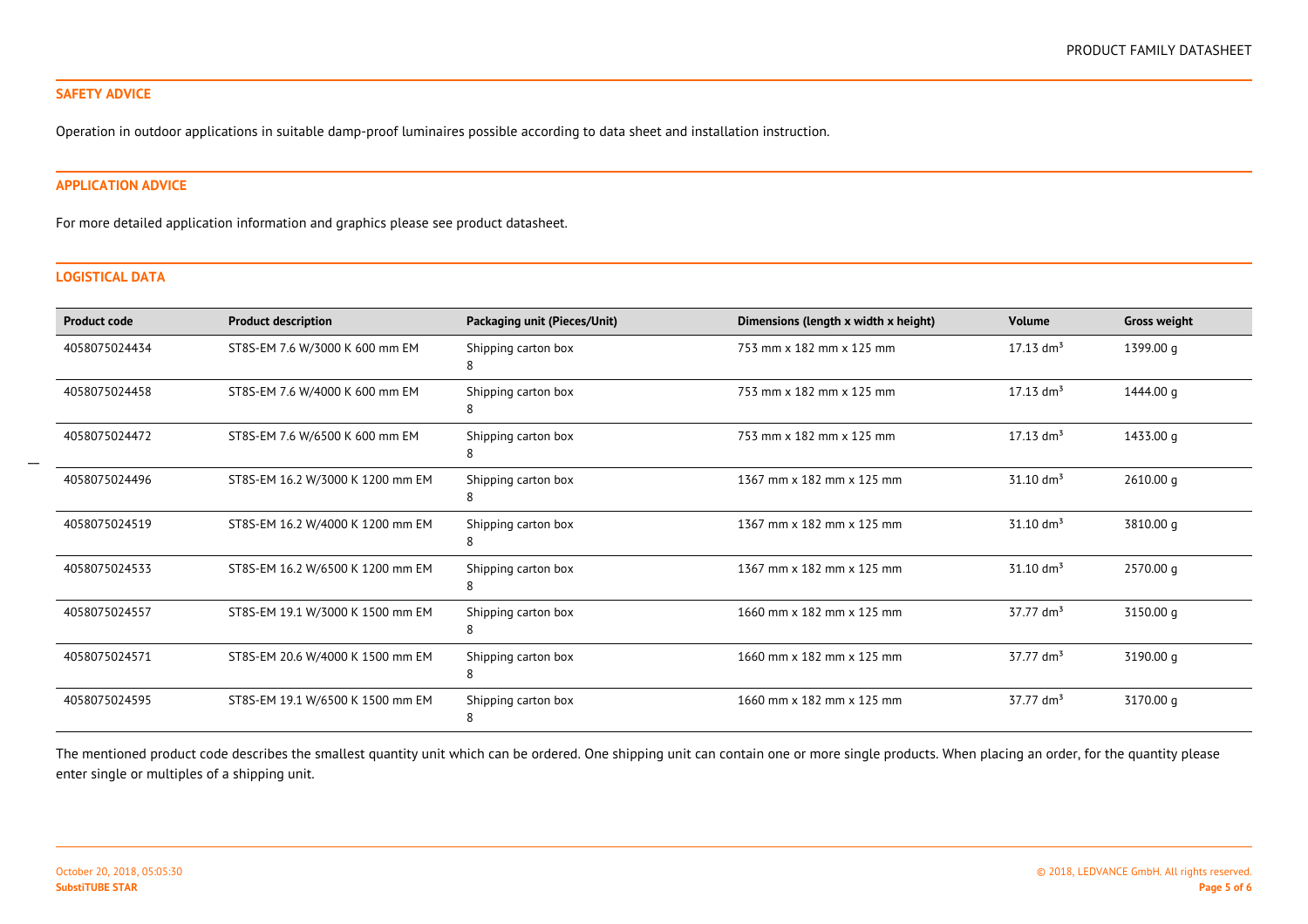## SAFETY ADVICE

Operation in outdoor applications in suitable damp-proof luminaires possible according to data sheet and installation instruction.

## APPLICATION ADVICE

For more detailed application information and graphics please see product datasheet.

## LOGISTICAL DATA

| Product code | Product description | Packaging unit (Pieces/Unit) | Dimensions (length x width x height) | Volume | Gross weight |
|---|---|---|---|---|---|
| 4058075024434 | ST8S-EM 7.6 W/3000 K 600 mm EM | Shipping carton box 8 | 753 mm x 182 mm x 125 mm | 17.13 $dm^3$ | 1399.00 g |
| 4058075024458 | ST8S-EM 7.6 W/4000 K 600 mm EM | Shipping carton box 8 | 753 mm x 182 mm x 125 mm | 17.13 $dm^3$ | 1444.00 g |
| 4058075024472 | ST8S-EM 7.6 W/6500 K 600 mm EM | Shipping carton box 8 | 753 mm x 182 mm x 125 mm | 17.13 $dm^3$ | 1433.00 g |
| 4058075024496 | ST8S-EM 16.2 W/3000 K 1200 mm EM | Shipping carton box 8 | 1367 mm x 182 mm x 125 mm | 31.10 $dm^3$ | 2610.00 g |
| 4058075024519 | ST8S-EM 16.2 W/4000 K 1200 mm EM | Shipping carton box 8 | 1367 mm x 182 mm x 125 mm | 31.10 $dm^3$ | 3810.00 g |
| 4058075024533 | ST8S-EM 16.2 W/6500 K 1200 mm EM | Shipping carton box 8 | 1367 mm x 182 mm x 125 mm | 31.10 $dm^3$ | 2570.00 g |
| 4058075024557 | ST8S-EM 19.1 W/3000 K 1500 mm EM | Shipping carton box 8 | 1660 mm x 182 mm x 125 mm | 37.77 $dm^3$ | 3150.00 g |
| 4058075024571 | ST8S-EM 20.6 W/4000 K 1500 mm EM | Shipping carton box 8 | 1660 mm x 182 mm x 125 mm | 37.77 $dm^3$ | 3190.00 g |
| 4058075024595 | ST8S-EM 19.1 W/6500 K 1500 mm EM | Shipping carton box 8 | 1660 mm x 182 mm x 125 mm | 37.77 $dm^3$ | 3170.00 g |

The mentioned product code describes the smallest quantity unit which can be ordered. One shipping unit can contain one or more single products. When placing an order, for the quantity please enter single or multiples of a shipping unit.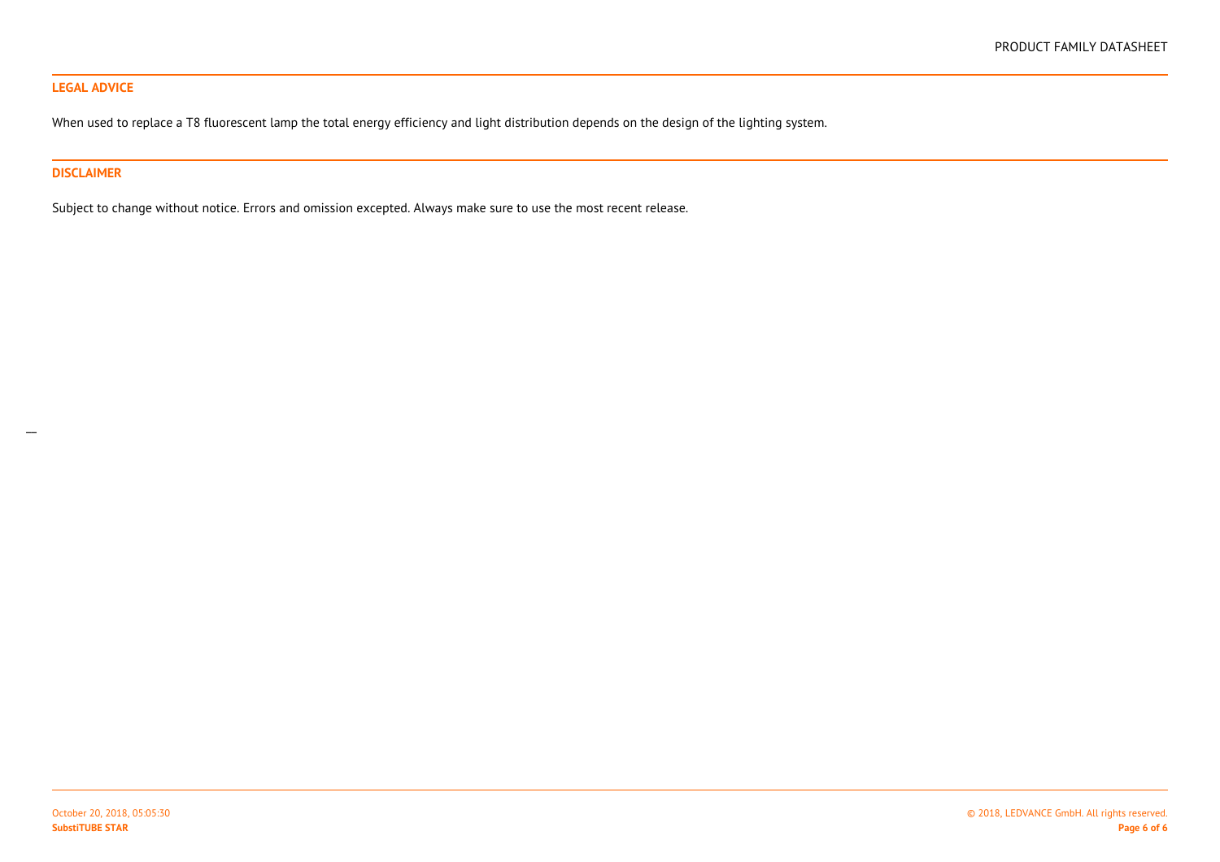## LEGAL ADVICE

When used to replace a T8 fluorescent lamp the total energy efficiency and light distribution depends on the design of the lighting system.

## DISCLAIMER

Subject to change without notice. Errors and omission excepted. Always make sure to use the most recent release.